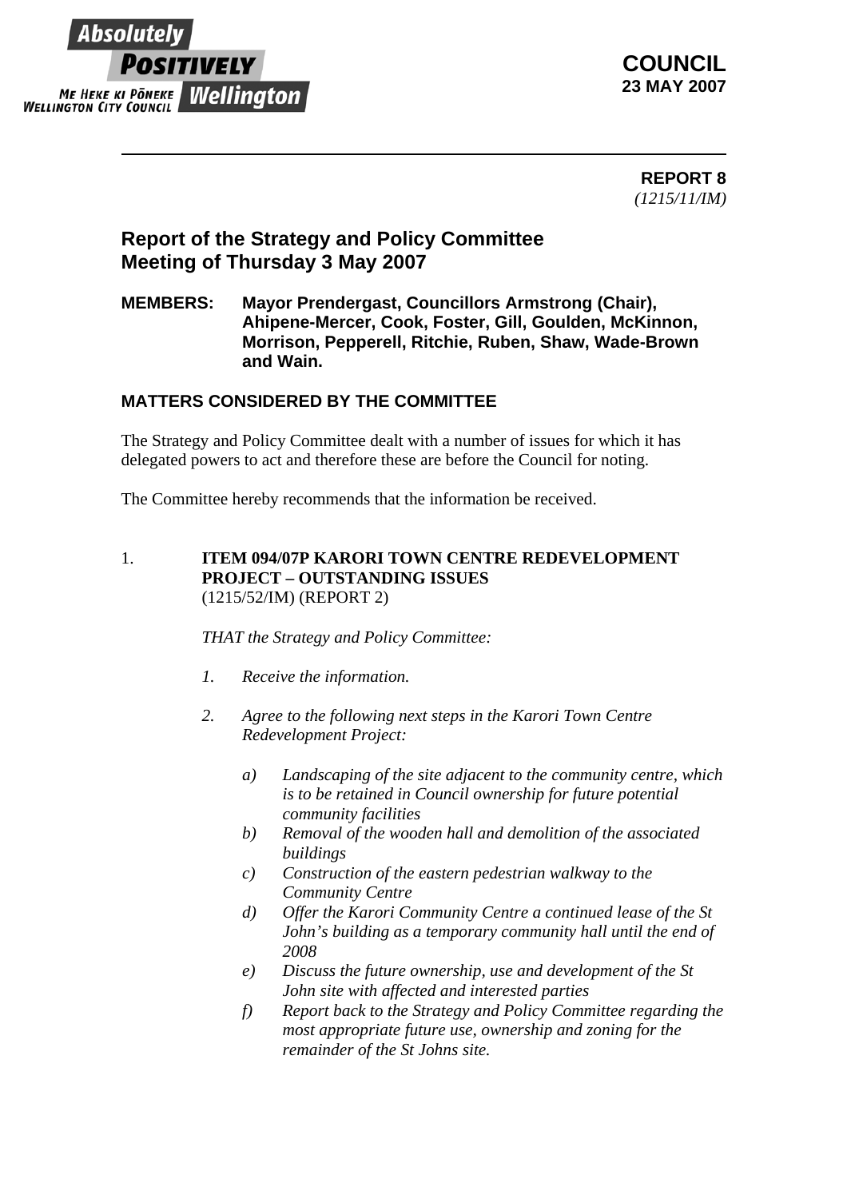Absolutely **POSITIVELY** Wellington
ME HEKE KI PŌNEKE
WELLINGTON CITY COUNCIL

**COUNCIL**
**23 MAY 2007**

---

**REPORT 8**
*(1215/11/IM)*

## Report of the Strategy and Policy Committee Meeting of Thursday 3 May 2007

**MEMBERS:** **Mayor Prendergast, Councillors Armstrong (Chair), Ahipene-Mercer, Cook, Foster, Gill, Goulden, McKinnon, Morrison, Pepperell, Ritchie, Ruben, Shaw, Wade-Brown and Wain.**

### MATTERS CONSIDERED BY THE COMMITTEE

The Strategy and Policy Committee dealt with a number of issues for which it has delegated powers to act and therefore these are before the Council for noting.

The Committee hereby recommends that the information be received.

1. **ITEM 094/07P KARORI TOWN CENTRE REDEVELOPMENT PROJECT – OUTSTANDING ISSUES**
(1215/52/IM) (REPORT 2)

*THAT the Strategy and Policy Committee:*

1. *Receive the information.*

2. *Agree to the following next steps in the Karori Town Centre Redevelopment Project:*

    a) *Landscaping of the site adjacent to the community centre, which is to be retained in Council ownership for future potential community facilities*
    b) *Removal of the wooden hall and demolition of the associated buildings*
    c) *Construction of the eastern pedestrian walkway to the Community Centre*
    d) *Offer the Karori Community Centre a continued lease of the St John's building as a temporary community hall until the end of 2008*
    e) *Discuss the future ownership, use and development of the St John site with affected and interested parties*
    f) *Report back to the Strategy and Policy Committee regarding the most appropriate future use, ownership and zoning for the remainder of the St Johns site.*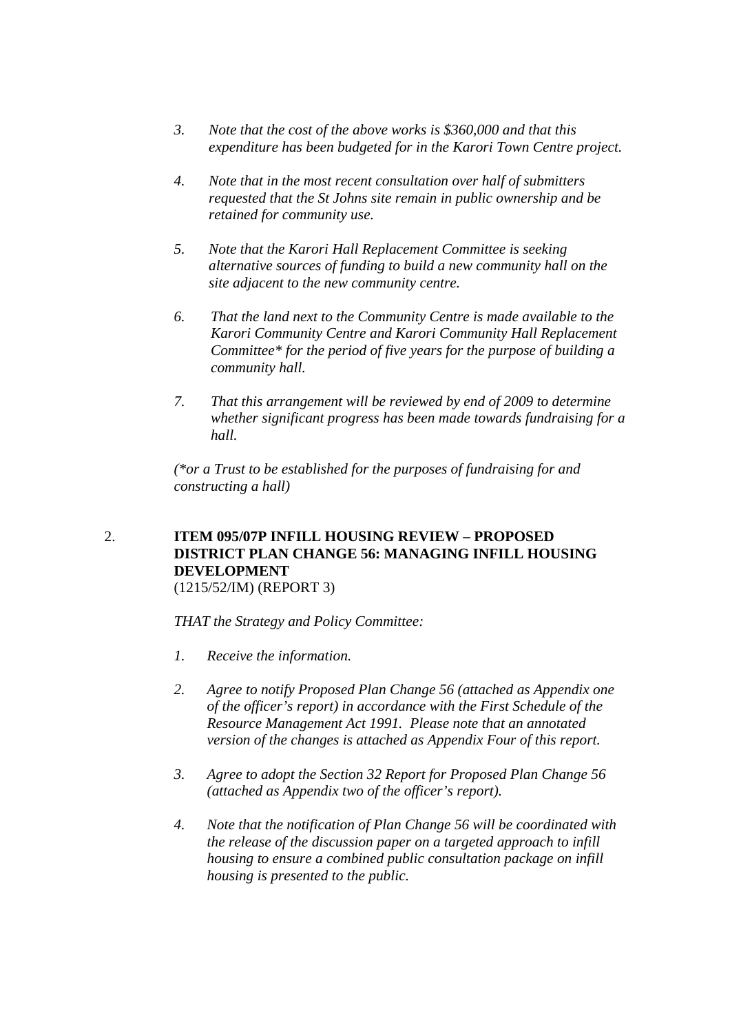3. *Note that the cost of the above works is $360,000 and that this expenditure has been budgeted for in the Karori Town Centre project.*

4. *Note that in the most recent consultation over half of submitters requested that the St Johns site remain in public ownership and be retained for community use.*

5. *Note that the Karori Hall Replacement Committee is seeking alternative sources of funding to build a new community hall on the site adjacent to the new community centre.*

6. *That the land next to the Community Centre is made available to the Karori Community Centre and Karori Community Hall Replacement Committee* for the period of five years for the purpose of building a community hall.*

7. *That this arrangement will be reviewed by end of 2009 to determine whether significant progress has been made towards fundraising for a hall.*

*(*or a Trust to be established for the purposes of fundraising for and constructing a hall)*

2. **ITEM 095/07P INFILL HOUSING REVIEW – PROPOSED DISTRICT PLAN CHANGE 56: MANAGING INFILL HOUSING DEVELOPMENT**
(1215/52/IM) (REPORT 3)

*THAT the Strategy and Policy Committee:*

1. *Receive the information.*

2. *Agree to notify Proposed Plan Change 56 (attached as Appendix one of the officer's report) in accordance with the First Schedule of the Resource Management Act 1991. Please note that an annotated version of the changes is attached as Appendix Four of this report.*

3. *Agree to adopt the Section 32 Report for Proposed Plan Change 56 (attached as Appendix two of the officer's report).*

4. *Note that the notification of Plan Change 56 will be coordinated with the release of the discussion paper on a targeted approach to infill housing to ensure a combined public consultation package on infill housing is presented to the public.*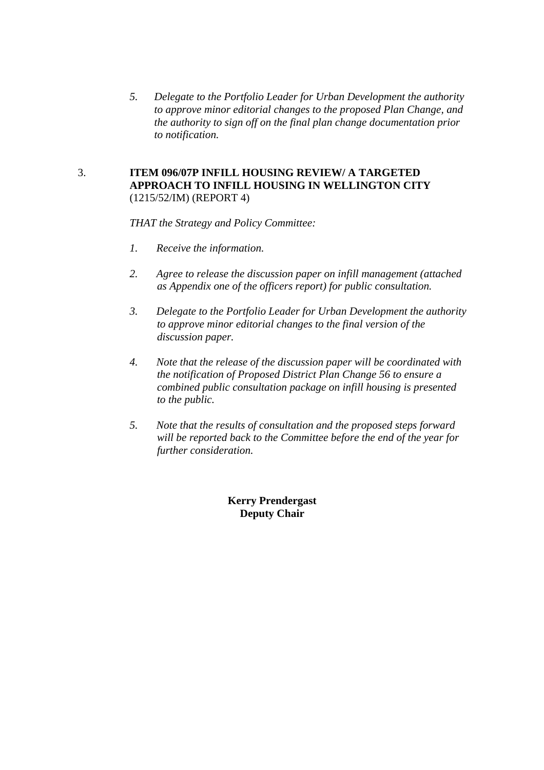5. *Delegate to the Portfolio Leader for Urban Development the authority to approve minor editorial changes to the proposed Plan Change, and the authority to sign off on the final plan change documentation prior to notification.*

3. **ITEM 096/07P INFILL HOUSING REVIEW/ A TARGETED APPROACH TO INFILL HOUSING IN WELLINGTON CITY** (1215/52/IM) (REPORT 4)

*THAT the Strategy and Policy Committee:*

1. *Receive the information.*

2. *Agree to release the discussion paper on infill management (attached as Appendix one of the officers report) for public consultation.*

3. *Delegate to the Portfolio Leader for Urban Development the authority to approve minor editorial changes to the final version of the discussion paper.*

4. *Note that the release of the discussion paper will be coordinated with the notification of Proposed District Plan Change 56 to ensure a combined public consultation package on infill housing is presented to the public.*

5. *Note that the results of consultation and the proposed steps forward will be reported back to the Committee before the end of the year for further consideration.*

**Kerry Prendergast**
**Deputy Chair**